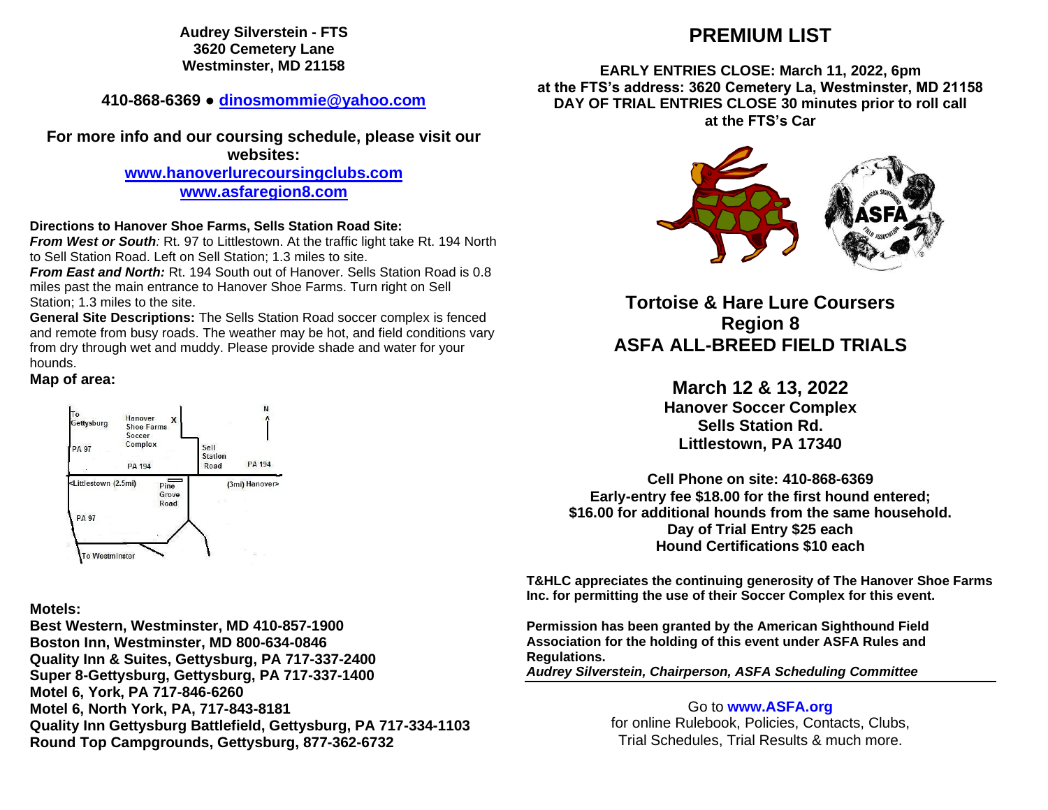**Audrey Silverstein - FTS**
**3620 Cemetery Lane**
**Westminster, MD 21158**

**410-868-6369 ● dinosmommie@yahoo.com**

**For more info and our coursing schedule, please visit our websites:**
**www.hanoverlurecoursingclubs.com**
**www.asfaregion8.com**

**Directions to Hanover Shoe Farms, Sells Station Road Site:**
***From West or South:*** Rt. 97 to Littlestown. At the traffic light take Rt. 194 North to Sell Station Road. Left on Sell Station; 1.3 miles to site.
***From East and North:*** Rt. 194 South out of Hanover. Sells Station Road is 0.8 miles past the main entrance to Hanover Shoe Farms. Turn right on Sell Station; 1.3 miles to the site.
**General Site Descriptions:** The Sells Station Road soccer complex is fenced and remote from busy roads. The weather may be hot, and field conditions vary from dry through wet and muddy. Please provide shade and water for your hounds.

**Map of area:**

To Gettysburg | Hanover Shoe Farms Soccer Complex X | N | PA 97 | PA 194 | Sell Station Road | PA 194 | <Littlestown (2.5mi) | Pine Grove Road | (3mi) Hanover> | PA 97 | To Westminster

**Motels:**
**Best Western, Westminster, MD 410-857-1900**
**Boston Inn, Westminster, MD 800-634-0846**
**Quality Inn & Suites, Gettysburg, PA 717-337-2400**
**Super 8-Gettysburg, Gettysburg, PA 717-337-1400**
**Motel 6, York, PA 717-846-6260**
**Motel 6, North York, PA, 717-843-8181**
**Quality Inn Gettysburg Battlefield, Gettysburg, PA 717-334-1103**
**Round Top Campgrounds, Gettysburg, 877-362-6732**

# PREMIUM LIST

**EARLY ENTRIES CLOSE: March 11, 2022, 6pm**
**at the FTS's address: 3620 Cemetery La, Westminster, MD 21158**
**DAY OF TRIAL ENTRIES CLOSE 30 minutes prior to roll call at the FTS's Car**

## Tortoise & Hare Lure Coursers
## Region 8
## ASFA ALL-BREED FIELD TRIALS

### March 12 & 13, 2022
**Hanover Soccer Complex**
**Sells Station Rd.**
**Littlestown, PA 17340**

**Cell Phone on site: 410-868-6369**
**Early-entry fee $18.00 for the first hound entered;**
**$16.00 for additional hounds from the same household.**
**Day of Trial Entry $25 each**
**Hound Certifications $10 each**

**T&HLC appreciates the continuing generosity of The Hanover Shoe Farms Inc. for permitting the use of their Soccer Complex for this event.**

**Permission has been granted by the American Sighthound Field Association for the holding of this event under ASFA Rules and Regulations.**
***Audrey Silverstein, Chairperson, ASFA Scheduling Committee***

Go to **www.ASFA.org**
for online Rulebook, Policies, Contacts, Clubs, Trial Schedules, Trial Results & much more.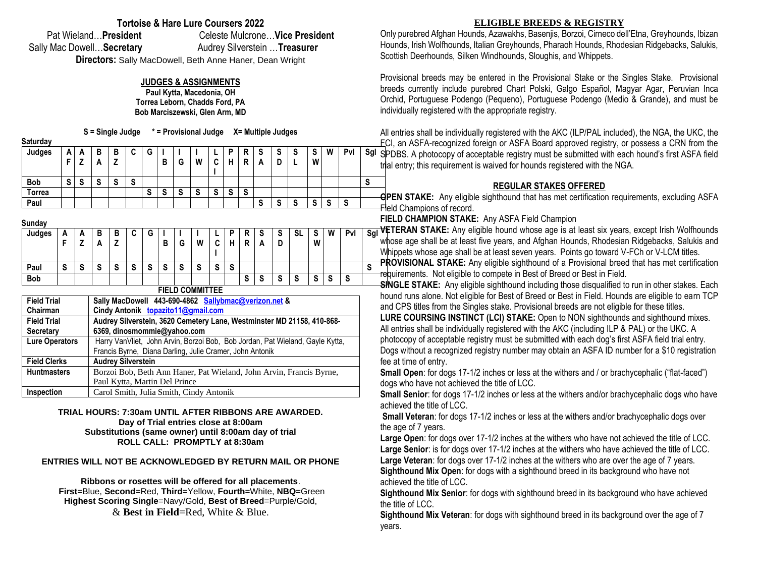## Tortoise & Hare Lure Coursers 2022

Pat Wieland…**President** Celeste Mulcrone…**Vice President**

Sally Mac Dowell…**Secretary** Audrey Silverstein …**Treasurer**

**Directors:** Sally MacDowell, Beth Anne Haner, Dean Wright

### JUDGES & ASSIGNMENTS

**Paul Kytta, Macedonia, OH**
**Torrea Leborn, Chadds Ford, PA**
**Bob Marciszewski, Glen Arm, MD**

**S = Single Judge \* = Provisional Judge X= Multiple Judges**

**Saturday**

| Judges | AF | AZ | BA | BZ | C | G | IB | IG | IW | LCI | PH | RR | SA | SD | SL | SW | W | Pvl | Sgl |
|---|---|---|---|---|---|---|---|---|---|---|---|---|---|---|---|---|---|---|---|
| Bob | S | S | S | S | S | | | | | | | | | | | | | | S |
| Torrea | | | | | | S | S | S | S | S | S | S | | | | | | | |
| Paul | | | | | | | | | | | | | S | S | S | S | S | S | |

**Sunday**

| Judges | AF | AZ | BA | BZ | C | G | IB | IG | IW | LCI | PH | RR | SA | SD | SL | SW | W | Pvl | Sgl |
|---|---|---|---|---|---|---|---|---|---|---|---|---|---|---|---|---|---|---|---|
| Paul | S | S | S | S | S | S | S | S | S | S | S | | | | | | | | S |
| Bob | | | | | | | | | | | | S | S | S | S | S | S | S | |

**FIELD COMMITTEE**

| | |
|---|---|
| **Field Trial Chairman** | **Sally MacDowell 443-690-4862 Sallybmac@verizon.net & Cindy Antonik topazito11@gmail.com** |
| **Field Trial Secretary** | **Audrey Silverstein, 3620 Cemetery Lane, Westminster MD 21158, 410-868-6369, dinosmommie@yahoo.com** |
| **Lure Operators** | Harry VanVliet, John Arvin, Borzoi Bob, Bob Jordan, Pat Wieland, Gayle Kytta, Francis Byrne, Diana Darling, Julie Cramer, John Antonik |
| **Field Clerks** | **Audrey Silverstein** |
| **Huntmasters** | Borzoi Bob, Beth Ann Haner, Pat Wieland, John Arvin, Francis Byrne, Paul Kytta, Martin Del Prince |
| **Inspection** | Carol Smith, Julia Smith, Cindy Antonik |

**TRIAL HOURS: 7:30am UNTIL AFTER RIBBONS ARE AWARDED.**
**Day of Trial entries close at 8:00am**
**Substitutions (same owner) until 8:00am day of trial**
**ROLL CALL: PROMPTLY at 8:30am**

**ENTRIES WILL NOT BE ACKNOWLEDGED BY RETURN MAIL OR PHONE**

**Ribbons or rosettes will be offered for all placements**.
**First**=Blue, **Second**=Red, **Third**=Yellow, **Fourth**=White, **NBQ**=Green
**Highest Scoring Single**=Navy/Gold, **Best of Breed**=Purple/Gold,
& **Best in Field**=Red, White & Blue.

### ELIGIBLE BREEDS & REGISTRY

Only purebred Afghan Hounds, Azawakhs, Basenjis, Borzoi, Cirneco dell'Etna, Greyhounds, Ibizan Hounds, Irish Wolfhounds, Italian Greyhounds, Pharaoh Hounds, Rhodesian Ridgebacks, Salukis, Scottish Deerhounds, Silken Windhounds, Sloughis, and Whippets.

Provisional breeds may be entered in the Provisional Stake or the Singles Stake. Provisional breeds currently include purebred Chart Polski, Galgo Español, Magyar Agar, Peruvian Inca Orchid, Portuguese Podengo (Pequeno), Portuguese Podengo (Medio & Grande), and must be individually registered with the appropriate registry.

All entries shall be individually registered with the AKC (ILP/PAL included), the NGA, the UKC, the FCI, an ASFA-recognized foreign or ASFA Board approved registry, or possess a CRN from the SPDBS. A photocopy of acceptable registry must be submitted with each hound's first ASFA field trial entry; this requirement is waived for hounds registered with the NGA.

### REGULAR STAKES OFFERED

**OPEN STAKE:** Any eligible sighthound that has met certification requirements, excluding ASFA Field Champions of record.

**FIELD CHAMPION STAKE:** Any ASFA Field Champion

**VETERAN STAKE:** Any eligible hound whose age is at least six years, except Irish Wolfhounds whose age shall be at least five years, and Afghan Hounds, Rhodesian Ridgebacks, Salukis and Whippets whose age shall be at least seven years. Points go toward V-FCh or V-LCM titles.

**PROVISIONAL STAKE:** Any eligible sighthound of a Provisional breed that has met certification requirements. Not eligible to compete in Best of Breed or Best in Field.

**SINGLE STAKE:** Any eligible sighthound including those disqualified to run in other stakes. Each hound runs alone. Not eligible for Best of Breed or Best in Field. Hounds are eligible to earn TCP and CPS titles from the Singles stake. Provisional breeds are not eligible for these titles.

**LURE COURSING INSTINCT (LCI) STAKE:** Open to NON sighthounds and sighthound mixes. All entries shall be individually registered with the AKC (including ILP & PAL) or the UKC. A photocopy of acceptable registry must be submitted with each dog's first ASFA field trial entry. Dogs without a recognized registry number may obtain an ASFA ID number for a $10 registration fee at time of entry.

**Small Open**: for dogs 17-1/2 inches or less at the withers and / or brachycephalic ("flat-faced") dogs who have not achieved the title of LCC.

**Small Senior**: for dogs 17-1/2 inches or less at the withers and/or brachycephalic dogs who have achieved the title of LCC.

**Small Veteran**: for dogs 17-1/2 inches or less at the withers and/or brachycephalic dogs over the age of 7 years.

**Large Open**: for dogs over 17-1/2 inches at the withers who have not achieved the title of LCC.

**Large Senior**: is for dogs over 17-1/2 inches at the withers who have achieved the title of LCC.

**Large Veteran**: for dogs over 17-1/2 inches at the withers who are over the age of 7 years.

**Sighthound Mix Open**: for dogs with a sighthound breed in its background who have not achieved the title of LCC.

**Sighthound Mix Senior**: for dogs with sighthound breed in its background who have achieved the title of LCC.

**Sighthound Mix Veteran**: for dogs with sighthound breed in its background over the age of 7 years.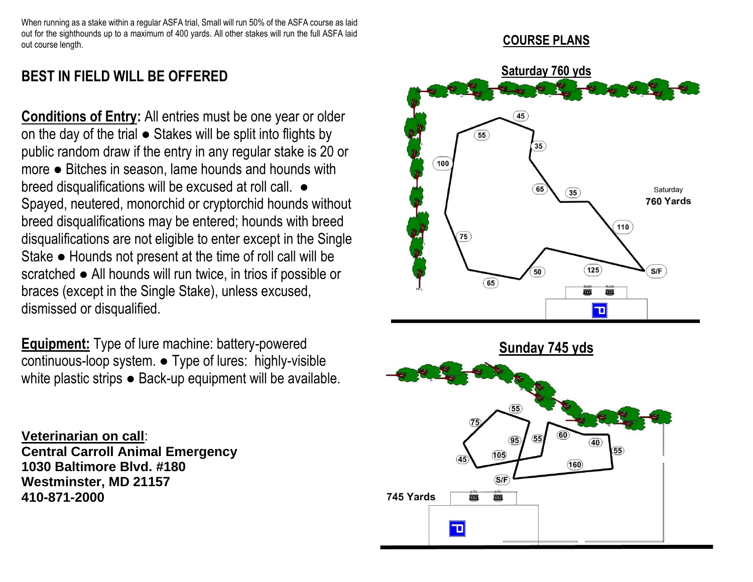When running as a stake within a regular ASFA trial, Small will run 50% of the ASFA course as laid out for the sighthounds up to a maximum of 400 yards. All other stakes will run the full ASFA laid out course length.

## BEST IN FIELD WILL BE OFFERED

**Conditions of Entry:** All entries must be one year or older on the day of the trial ● Stakes will be split into flights by public random draw if the entry in any regular stake is 20 or more ● Bitches in season, lame hounds and hounds with breed disqualifications will be excused at roll call. ● Spayed, neutered, monorchid or cryptorchid hounds without breed disqualifications may be entered; hounds with breed disqualifications are not eligible to enter except in the Single Stake ● Hounds not present at the time of roll call will be scratched ● All hounds will run twice, in trios if possible or braces (except in the Single Stake), unless excused, dismissed or disqualified.

**Equipment:** Type of lure machine: battery-powered continuous-loop system. ● Type of lures: highly-visible white plastic strips ● Back-up equipment will be available.

**Veterinarian on call**:
**Central Carroll Animal Emergency**
**1030 Baltimore Blvd. #180**
**Westminster, MD 21157**
**410-871-2000**

## COURSE PLANS

### Saturday 760 yds

Saturday
**760 Yards**

S/F – 125 – 50 – 65 – 75 – 100 – 55 – 45 – 35 – 65 – 35 – 110 – S/F

### Sunday 745 yds

**745 Yards**

S/F – 105 – 45 – 75 – 55 – 95 – 55 – 60 – 40 – 55 – 160 – S/F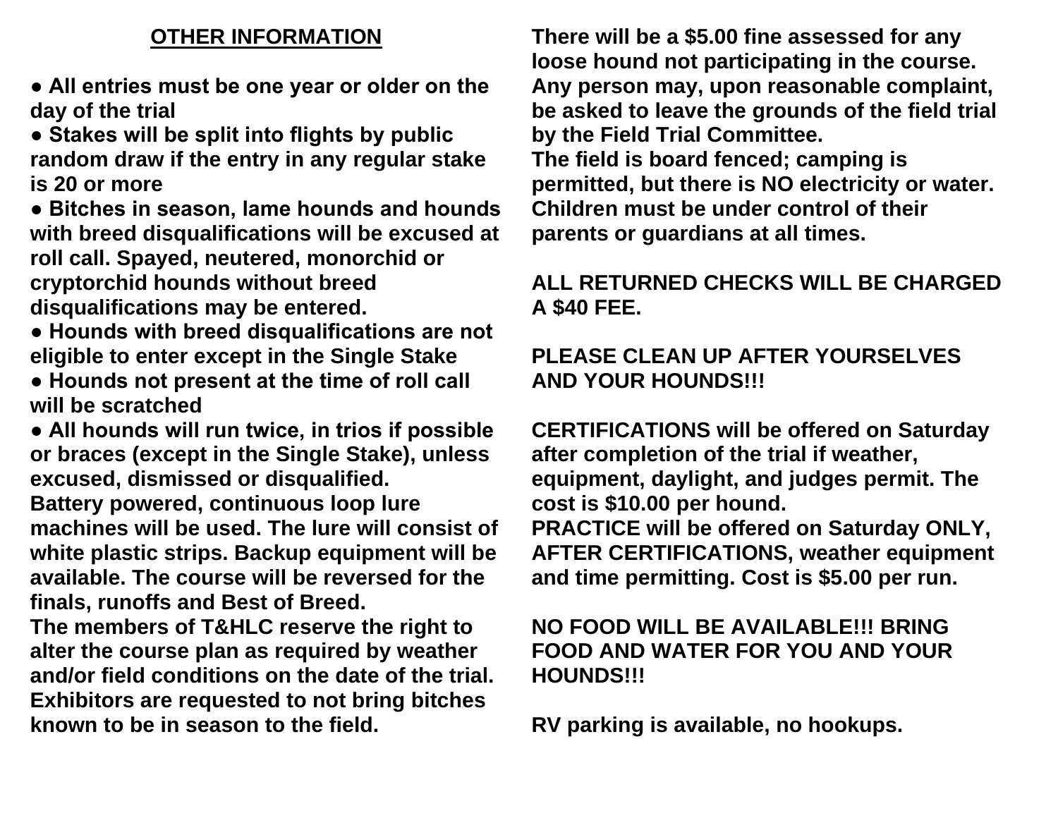## OTHER INFORMATION

- **All entries must be one year or older on the day of the trial**
- **Stakes will be split into flights by public random draw if the entry in any regular stake is 20 or more**
- **Bitches in season, lame hounds and hounds with breed disqualifications will be excused at roll call. Spayed, neutered, monorchid or cryptorchid hounds without breed disqualifications may be entered.**
- **Hounds with breed disqualifications are not eligible to enter except in the Single Stake**
- **Hounds not present at the time of roll call will be scratched**
- **All hounds will run twice, in trios if possible or braces (except in the Single Stake), unless excused, dismissed or disqualified.**

**Battery powered, continuous loop lure machines will be used. The lure will consist of white plastic strips. Backup equipment will be available. The course will be reversed for the finals, runoffs and Best of Breed.**

**The members of T&HLC reserve the right to alter the course plan as required by weather and/or field conditions on the date of the trial. Exhibitors are requested to not bring bitches known to be in season to the field.**

**There will be a $5.00 fine assessed for any loose hound not participating in the course. Any person may, upon reasonable complaint, be asked to leave the grounds of the field trial by the Field Trial Committee.**

**The field is board fenced; camping is permitted, but there is NO electricity or water. Children must be under control of their parents or guardians at all times.**

**ALL RETURNED CHECKS WILL BE CHARGED A $40 FEE.**

**PLEASE CLEAN UP AFTER YOURSELVES AND YOUR HOUNDS!!!**

**CERTIFICATIONS will be offered on Saturday after completion of the trial if weather, equipment, daylight, and judges permit. The cost is $10.00 per hound.**

**PRACTICE will be offered on Saturday ONLY, AFTER CERTIFICATIONS, weather equipment and time permitting. Cost is $5.00 per run.**

**NO FOOD WILL BE AVAILABLE!!! BRING FOOD AND WATER FOR YOU AND YOUR HOUNDS!!!**

**RV parking is available, no hookups.**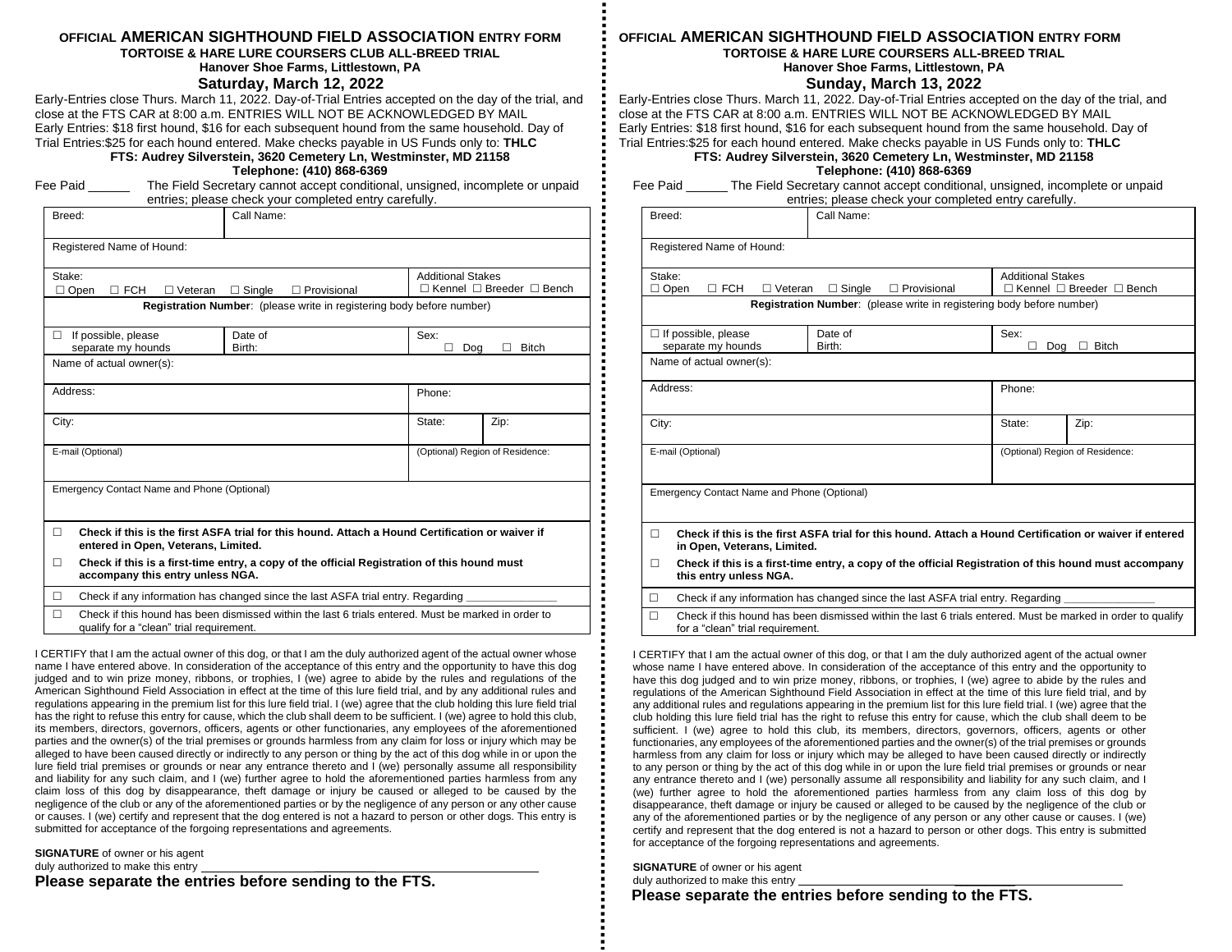OFFICIAL **AMERICAN SIGHTHOUND FIELD ASSOCIATION** ENTRY FORM

**TORTOISE & HARE LURE COURSERS CLUB ALL-BREED TRIAL**

**Hanover Shoe Farms, Littlestown, PA**

## Saturday, March 12, 2022

Early-Entries close Thurs. March 11, 2022. Day-of-Trial Entries accepted on the day of the trial, and close at the FTS CAR at 8:00 a.m. ENTRIES WILL NOT BE ACKNOWLEDGED BY MAIL

Early Entries: $18 first hound, $16 for each subsequent hound from the same household. Day of Trial Entries:$25 for each hound entered. Make checks payable in US Funds only to: **THLC**

**FTS: Audrey Silverstein, 3620 Cemetery Ln, Westminster, MD 21158**

**Telephone: (410) 868-6369**

Fee Paid ______ The Field Secretary cannot accept conditional, unsigned, incomplete or unpaid entries; please check your completed entry carefully.

| Breed: | Call Name: | | |
|---|---|---|---|
| Registered Name of Hound: | | | |
| Stake: ☐ Open ☐ FCH ☐ Veteran ☐ Single ☐ Provisional | | Additional Stakes ☐ Kennel ☐ Breeder ☐ Bench | |
| **Registration Number**: (please write in registering body before number) | | | |
| ☐ If possible, please separate my hounds | Date of Birth: | Sex: ☐ Dog ☐ Bitch | |
| Name of actual owner(s): | | | |
| Address: | | Phone: | |
| City: | | State: | Zip: |
| E-mail (Optional) | | (Optional) Region of Residence: | |
| Emergency Contact Name and Phone (Optional) | | | |
| ☐ **Check if this is the first ASFA trial for this hound. Attach a Hound Certification or waiver if entered in Open, Veterans, Limited.** | | | |
| ☐ **Check if this is a first-time entry, a copy of the official Registration of this hound must accompany this entry unless NGA.** | | | |
| ☐ Check if any information has changed since the last ASFA trial entry. Regarding ______________ | | | |
| ☐ Check if this hound has been dismissed within the last 6 trials entered. Must be marked in order to qualify for a "clean" trial requirement. | | | |

I CERTIFY that I am the actual owner of this dog, or that I am the duly authorized agent of the actual owner whose name I have entered above. In consideration of the acceptance of this entry and the opportunity to have this dog judged and to win prize money, ribbons, or trophies, I (we) agree to abide by the rules and regulations of the American Sighthound Field Association in effect at the time of this lure field trial, and by any additional rules and regulations appearing in the premium list for this lure field trial. I (we) agree that the club holding this lure field trial has the right to refuse this entry for cause, which the club shall deem to be sufficient. I (we) agree to hold this club, its members, directors, governors, officers, agents or other functionaries, any employees of the aforementioned parties and the owner(s) of the trial premises or grounds harmless from any claim for loss or injury which may be alleged to have been caused directly or indirectly to any person or thing by the act of this dog while in or upon the lure field trial premises or grounds or near any entrance thereto and I (we) personally assume all responsibility and liability for any such claim, and I (we) further agree to hold the aforementioned parties harmless from any claim loss of this dog by disappearance, theft damage or injury be caused or alleged to be caused by the negligence of the club or any of the aforementioned parties or by the negligence of any person or any other cause or causes. I (we) certify and represent that the dog entered is not a hazard to person or other dogs. This entry is submitted for acceptance of the forgoing representations and agreements.

**SIGNATURE** of owner or his agent
duly authorized to make this entry ______________________________

**Please separate the entries before sending to the FTS.**

---

OFFICIAL **AMERICAN SIGHTHOUND FIELD ASSOCIATION** ENTRY FORM

**TORTOISE & HARE LURE COURSERS ALL-BREED TRIAL**

**Hanover Shoe Farms, Littlestown, PA**

## Sunday, March 13, 2022

Early-Entries close Thurs. March 11, 2022. Day-of-Trial Entries accepted on the day of the trial, and close at the FTS CAR at 8:00 a.m. ENTRIES WILL NOT BE ACKNOWLEDGED BY MAIL

Early Entries: $18 first hound, $16 for each subsequent hound from the same household. Day of Trial Entries:$25 for each hound entered. Make checks payable in US Funds only to: **THLC**

**FTS: Audrey Silverstein, 3620 Cemetery Ln, Westminster, MD 21158**

**Telephone: (410) 868-6369**

Fee Paid ______ The Field Secretary cannot accept conditional, unsigned, incomplete or unpaid entries; please check your completed entry carefully.

| Breed: | Call Name: | | |
|---|---|---|---|
| Registered Name of Hound: | | | |
| Stake: ☐ Open ☐ FCH ☐ Veteran ☐ Single ☐ Provisional | | Additional Stakes ☐ Kennel ☐ Breeder ☐ Bench | |
| **Registration Number**: (please write in registering body before number) | | | |
| ☐ If possible, please separate my hounds | Date of Birth: | Sex: ☐ Dog ☐ Bitch | |
| Name of actual owner(s): | | | |
| Address: | | Phone: | |
| City: | | State: | Zip: |
| E-mail (Optional) | | (Optional) Region of Residence: | |
| Emergency Contact Name and Phone (Optional) | | | |
| ☐ **Check if this is the first ASFA trial for this hound. Attach a Hound Certification or waiver if entered in Open, Veterans, Limited.** | | | |
| ☐ **Check if this is a first-time entry, a copy of the official Registration of this hound must accompany this entry unless NGA.** | | | |
| ☐ Check if any information has changed since the last ASFA trial entry. Regarding ______________ | | | |
| ☐ Check if this hound has been dismissed within the last 6 trials entered. Must be marked in order to qualify for a "clean" trial requirement. | | | |

I CERTIFY that I am the actual owner of this dog, or that I am the duly authorized agent of the actual owner whose name I have entered above. In consideration of the acceptance of this entry and the opportunity to have this dog judged and to win prize money, ribbons, or trophies, I (we) agree to abide by the rules and regulations of the American Sighthound Field Association in effect at the time of this lure field trial, and by any additional rules and regulations appearing in the premium list for this lure field trial. I (we) agree that the club holding this lure field trial has the right to refuse this entry for cause, which the club shall deem to be sufficient. I (we) agree to hold this club, its members, directors, governors, officers, agents or other functionaries, any employees of the aforementioned parties and the owner(s) of the trial premises or grounds harmless from any claim for loss or injury which may be alleged to have been caused directly or indirectly to any person or thing by the act of this dog while in or upon the lure field trial premises or grounds or near any entrance thereto and I (we) personally assume all responsibility and liability for any such claim, and I (we) further agree to hold the aforementioned parties harmless from any claim loss of this dog by disappearance, theft damage or injury be caused or alleged to be caused by the negligence of the club or any of the aforementioned parties or by the negligence of any person or any other cause or causes. I (we) certify and represent that the dog entered is not a hazard to person or other dogs. This entry is submitted for acceptance of the forgoing representations and agreements.

**SIGNATURE** of owner or his agent
duly authorized to make this entry ______________________________

**Please separate the entries before sending to the FTS.**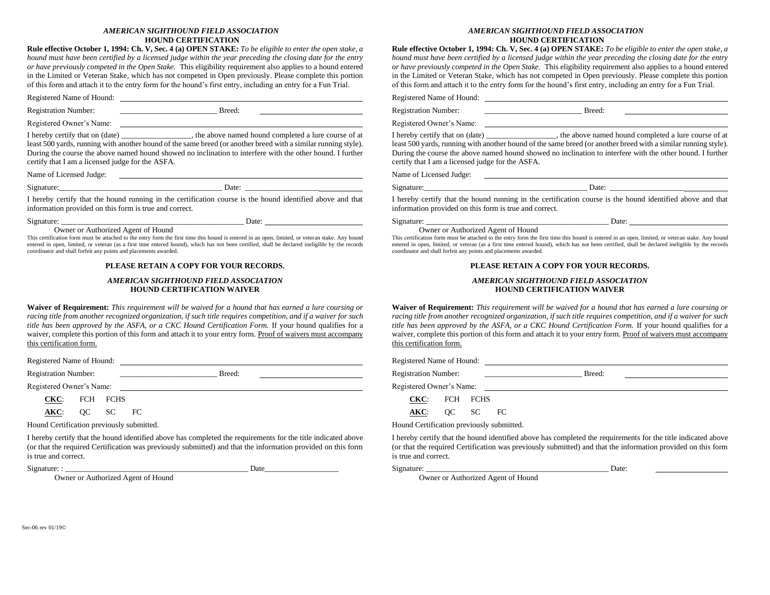*AMERICAN SIGHTHOUND FIELD ASSOCIATION*
**HOUND CERTIFICATION**

**Rule effective October 1, 1994: Ch. V, Sec. 4 (a) OPEN STAKE:** *To be eligible to enter the open stake, a hound must have been certified by a licensed judge within the year preceding the closing date for the entry or have previously competed in the Open Stake.* This eligibility requirement also applies to a hound entered in the Limited or Veteran Stake, which has not competed in Open previously. Please complete this portion of this form and attach it to the entry form for the hound's first entry, including an entry for a Fun Trial.

Registered Name of Hound: ______________________________

Registration Number: ______________________ Breed: ______________________

Registered Owner's Name: ______________________________

I hereby certify that on (date) _________________, the above named hound completed a lure course of at least 500 yards, running with another hound of the same breed (or another breed with a similar running style). During the course the above named hound showed no inclination to interfere with the other hound. I further certify that I am a licensed judge for the ASFA.

Name of Licensed Judge: ______________________________

Signature: ______________________________ Date: ______________________

I hereby certify that the hound running in the certification course is the hound identified above and that information provided on this form is true and correct.

Signature: ______________________________ Date: ______________________
Owner or Authorized Agent of Hound

This certification form must be attached to the entry form the first time this hound is entered in an open, limited, or veteran stake. Any hound entered in open, limited, or veteran (as a first time entered hound), which has not been certified, shall be declared ineligible by the records coordinator and shall forfeit any points and placements awarded.

**PLEASE RETAIN A COPY FOR YOUR RECORDS.**

*AMERICAN SIGHTHOUND FIELD ASSOCIATION*
**HOUND CERTIFICATION WAIVER**

**Waiver of Requirement:** *This requirement will be waived for a hound that has earned a lure coursing or racing title from another recognized organization, if such title requires competition, and if a waiver for such title has been approved by the ASFA, or a CKC Hound Certification Form.* If your hound qualifies for a waiver, complete this portion of this form and attach it to your entry form. Proof of waivers must accompany this certification form.

Registered Name of Hound: ______________________________

Registration Number: ______________________ Breed: ______________________

Registered Owner's Name: ______________________________

**CKC**: FCH FCHS

**AKC**: QC SC FC

Hound Certification previously submitted.

I hereby certify that the hound identified above has completed the requirements for the title indicated above (or that the required Certification was previously submitted) and that the information provided on this form is true and correct.

Signature: : ______________________________ Date______________________
Owner or Authorized Agent of Hound

Sec-06 rev 01/19©

*AMERICAN SIGHTHOUND FIELD ASSOCIATION*
**HOUND CERTIFICATION**

**Rule effective October 1, 1994: Ch. V, Sec. 4 (a) OPEN STAKE:** *To be eligible to enter the open stake, a hound must have been certified by a licensed judge within the year preceding the closing date for the entry or have previously competed in the Open Stake.* This eligibility requirement also applies to a hound entered in the Limited or Veteran Stake, which has not competed in Open previously. Please complete this portion of this form and attach it to the entry form for the hound's first entry, including an entry for a Fun Trial.

Registered Name of Hound: ______________________________

Registration Number: ______________________ Breed: ______________________

Registered Owner's Name: ______________________________

I hereby certify that on (date) _________________, the above named hound completed a lure course of at least 500 yards, running with another hound of the same breed (or another breed with a similar running style). During the course the above named hound showed no inclination to interfere with the other hound. I further certify that I am a licensed judge for the ASFA.

Name of Licensed Judge: ______________________________

Signature: ______________________________ Date: ______________________

I hereby certify that the hound running in the certification course is the hound identified above and that information provided on this form is true and correct.

Signature: ______________________________ Date: ______________________
Owner or Authorized Agent of Hound

This certification form must be attached to the entry form the first time this hound is entered in an open, limited, or veteran stake. Any hound entered in open, limited, or veteran (as a first time entered hound), which has not been certified, shall be declared ineligible by the records coordinator and shall forfeit any points and placements awarded.

**PLEASE RETAIN A COPY FOR YOUR RECORDS.**

*AMERICAN SIGHTHOUND FIELD ASSOCIATION*
**HOUND CERTIFICATION WAIVER**

**Waiver of Requirement:** *This requirement will be waived for a hound that has earned a lure coursing or racing title from another recognized organization, if such title requires competition, and if a waiver for such title has been approved by the ASFA, or a CKC Hound Certification Form.* If your hound qualifies for a waiver, complete this portion of this form and attach it to your entry form. Proof of waivers must accompany this certification form.

Registered Name of Hound: ______________________________

Registration Number: ______________________ Breed: ______________________

Registered Owner's Name: ______________________________

**CKC**: FCH FCHS

**AKC**: QC SC FC

Hound Certification previously submitted.

I hereby certify that the hound identified above has completed the requirements for the title indicated above (or that the required Certification was previously submitted) and that the information provided on this form is true and correct.

Signature: ______________________________ Date: ______________________
Owner or Authorized Agent of Hound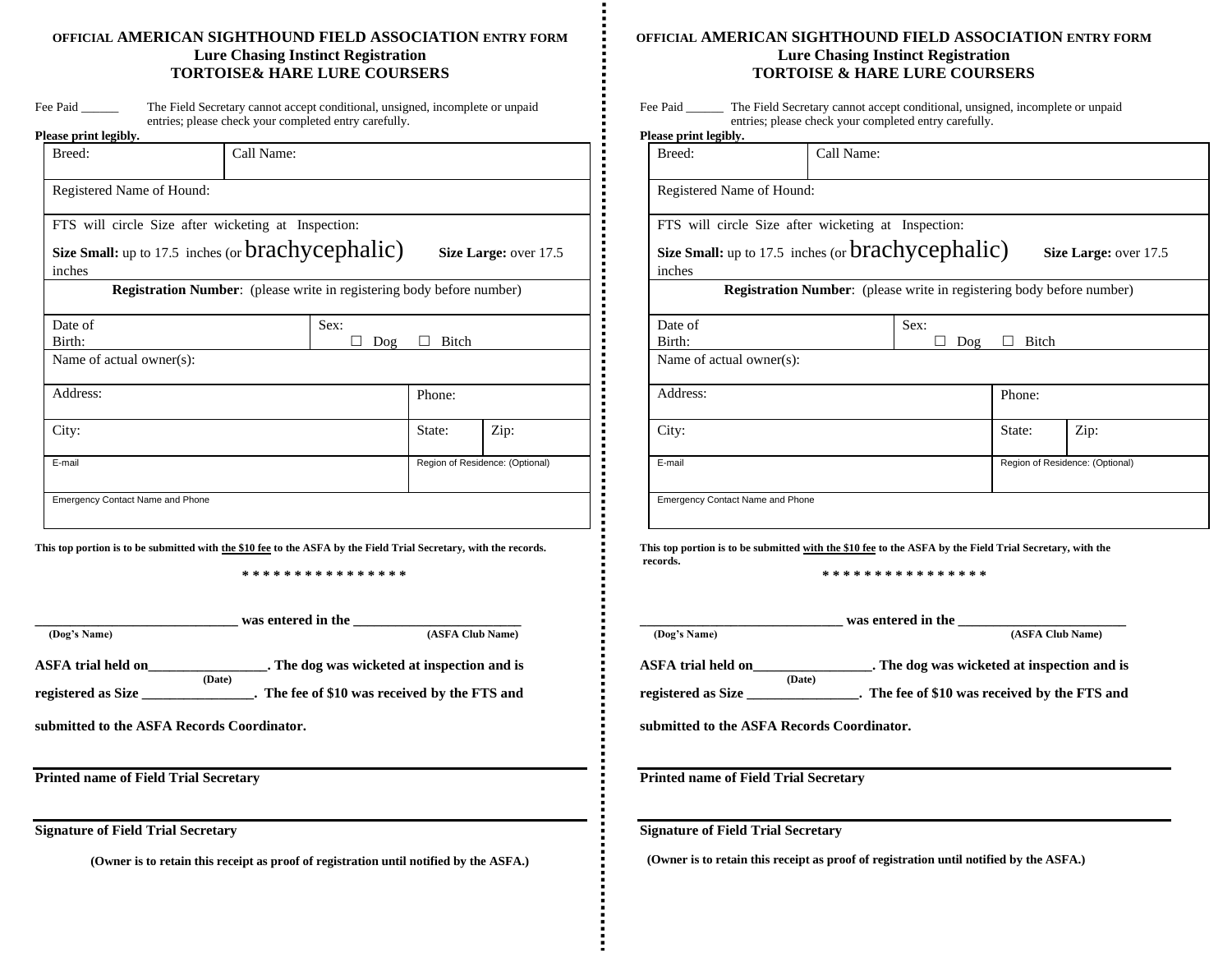**OFFICIAL AMERICAN SIGHTHOUND FIELD ASSOCIATION ENTRY FORM**
**Lure Chasing Instinct Registration**
**TORTOISE& HARE LURE COURSERS**

Fee Paid ______ The Field Secretary cannot accept conditional, unsigned, incomplete or unpaid entries; please check your completed entry carefully.

**Please print legibly.**

| Breed: | Call Name: | | |
|---|---|---|---|
| Registered Name of Hound: | | | |
| FTS will circle Size after wicketing at Inspection: **Size Small:** up to 17.5 inches (or brachycephalic) **Size Large:** over 17.5 inches | | | |
| **Registration Number**: (please write in registering body before number) | | | |
| Date of Birth: | Sex: ☐ Dog ☐ Bitch | | |
| Name of actual owner(s): | | | |
| Address: | | Phone: | |
| City: | | State: | Zip: |
| E-mail | | Region of Residence: (Optional) | |
| Emergency Contact Name and Phone | | | |

**This top portion is to be submitted with the $10 fee to the ASFA by the Field Trial Secretary, with the records.**

\* \* \* \* \* \* \* \* \* \* \* \* \* \* \* \*

**____________________________ was entered in the _______________________**
**(Dog's Name) (ASFA Club Name)**

**ASFA trial held on_________________ (Date). The dog was wicketed at inspection and is registered as Size ________________. The fee of $10 was received by the FTS and submitted to the ASFA Records Coordinator.**

**Printed name of Field Trial Secretary**

**Signature of Field Trial Secretary**

**(Owner is to retain this receipt as proof of registration until notified by the ASFA.)**

---

**OFFICIAL AMERICAN SIGHTHOUND FIELD ASSOCIATION ENTRY FORM**
**Lure Chasing Instinct Registration**
**TORTOISE & HARE LURE COURSERS**

Fee Paid ______ The Field Secretary cannot accept conditional, unsigned, incomplete or unpaid entries; please check your completed entry carefully.

**Please print legibly.**

| Breed: | Call Name: | | |
|---|---|---|---|
| Registered Name of Hound: | | | |
| FTS will circle Size after wicketing at Inspection: **Size Small:** up to 17.5 inches (or brachycephalic) **Size Large:** over 17.5 inches | | | |
| **Registration Number**: (please write in registering body before number) | | | |
| Date of Birth: | Sex: ☐ Dog ☐ Bitch | | |
| Name of actual owner(s): | | | |
| Address: | | Phone: | |
| City: | | State: | Zip: |
| E-mail | | Region of Residence: (Optional) | |
| Emergency Contact Name and Phone | | | |

**This top portion is to be submitted with the $10 fee to the ASFA by the Field Trial Secretary, with the records.**

\* \* \* \* \* \* \* \* \* \* \* \* \* \* \* \*

**____________________________ was entered in the _______________________**
**(Dog's Name) (ASFA Club Name)**

**ASFA trial held on_________________ (Date). The dog was wicketed at inspection and is registered as Size ________________. The fee of $10 was received by the FTS and submitted to the ASFA Records Coordinator.**

**Printed name of Field Trial Secretary**

**Signature of Field Trial Secretary**

**(Owner is to retain this receipt as proof of registration until notified by the ASFA.)**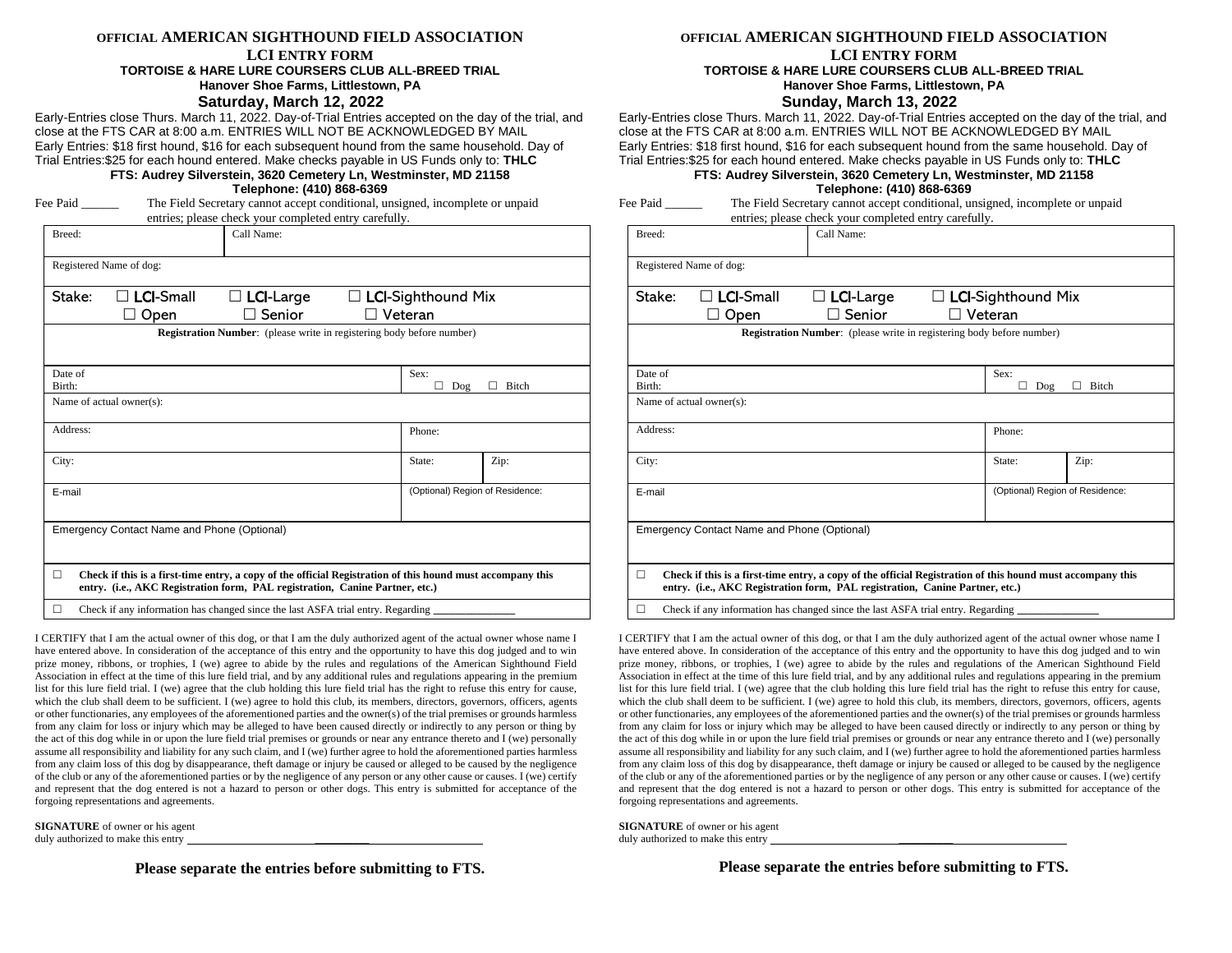OFFICIAL **AMERICAN SIGHTHOUND FIELD ASSOCIATION**

**LCI ENTRY FORM**

**TORTOISE & HARE LURE COURSERS CLUB ALL-BREED TRIAL**

**Hanover Shoe Farms, Littlestown, PA**

## Saturday, March 12, 2022

Early-Entries close Thurs. March 11, 2022. Day-of-Trial Entries accepted on the day of the trial, and close at the FTS CAR at 8:00 a.m. ENTRIES WILL NOT BE ACKNOWLEDGED BY MAIL
Early Entries: $18 first hound, $16 for each subsequent hound from the same household. Day of Trial Entries:$25 for each hound entered. Make checks payable in US Funds only to: **THLC**

**FTS: Audrey Silverstein, 3620 Cemetery Ln, Westminster, MD 21158**
**Telephone: (410) 868-6369**

Fee Paid ______ The Field Secretary cannot accept conditional, unsigned, incomplete or unpaid entries; please check your completed entry carefully.

| Breed: | Call Name: | | |
|---|---|---|---|
| Registered Name of dog: | | | |
| Stake: ☐ LCI-Small ☐ LCI-Large ☐ LCI-Sighthound Mix ☐ Open ☐ Senior ☐ Veteran | | | |
| **Registration Number**: (please write in registering body before number) | | | |
| Date of Birth: | | Sex: ☐ Dog ☐ Bitch | |
| Name of actual owner(s): | | | |
| Address: | | Phone: | |
| City: | | State: | Zip: |
| E-mail | | (Optional) Region of Residence: | |
| Emergency Contact Name and Phone (Optional) | | | |
| ☐ **Check if this is a first-time entry, a copy of the official Registration of this hound must accompany this entry. (i.e., AKC Registration form, PAL registration, Canine Partner, etc.)** | | | |
| ☐ Check if any information has changed since the last ASFA trial entry. Regarding ______________ | | | |

I CERTIFY that I am the actual owner of this dog, or that I am the duly authorized agent of the actual owner whose name I have entered above. In consideration of the acceptance of this entry and the opportunity to have this dog judged and to win prize money, ribbons, or trophies, I (we) agree to abide by the rules and regulations of the American Sighthound Field Association in effect at the time of this lure field trial, and by any additional rules and regulations appearing in the premium list for this lure field trial. I (we) agree that the club holding this lure field trial has the right to refuse this entry for cause, which the club shall deem to be sufficient. I (we) agree to hold this club, its members, directors, governors, officers, agents or other functionaries, any employees of the aforementioned parties and the owner(s) of the trial premises or grounds harmless from any claim for loss or injury which may be alleged to have been caused directly or indirectly to any person or thing by the act of this dog while in or upon the lure field trial premises or grounds or near any entrance thereto and I (we) personally assume all responsibility and liability for any such claim, and I (we) further agree to hold the aforementioned parties harmless from any claim loss of this dog by disappearance, theft damage or injury be caused or alleged to be caused by the negligence of the club or any of the aforementioned parties or by the negligence of any person or any other cause or causes. I (we) certify and represent that the dog entered is not a hazard to person or other dogs. This entry is submitted for acceptance of the forgoing representations and agreements.

**SIGNATURE** of owner or his agent
duly authorized to make this entry ______________________________

**Please separate the entries before submitting to FTS.**

---

OFFICIAL **AMERICAN SIGHTHOUND FIELD ASSOCIATION**

**LCI ENTRY FORM**

**TORTOISE & HARE LURE COURSERS CLUB ALL-BREED TRIAL**

**Hanover Shoe Farms, Littlestown, PA**

## Sunday, March 13, 2022

Early-Entries close Thurs. March 11, 2022. Day-of-Trial Entries accepted on the day of the trial, and close at the FTS CAR at 8:00 a.m. ENTRIES WILL NOT BE ACKNOWLEDGED BY MAIL
Early Entries: $18 first hound, $16 for each subsequent hound from the same household. Day of Trial Entries:$25 for each hound entered. Make checks payable in US Funds only to: **THLC**

**FTS: Audrey Silverstein, 3620 Cemetery Ln, Westminster, MD 21158**
**Telephone: (410) 868-6369**

Fee Paid ______ The Field Secretary cannot accept conditional, unsigned, incomplete or unpaid entries; please check your completed entry carefully.

| Breed: | Call Name: | | |
|---|---|---|---|
| Registered Name of dog: | | | |
| Stake: ☐ LCI-Small ☐ LCI-Large ☐ LCI-Sighthound Mix ☐ Open ☐ Senior ☐ Veteran | | | |
| **Registration Number**: (please write in registering body before number) | | | |
| Date of Birth: | | Sex: ☐ Dog ☐ Bitch | |
| Name of actual owner(s): | | | |
| Address: | | Phone: | |
| City: | | State: | Zip: |
| E-mail | | (Optional) Region of Residence: | |
| Emergency Contact Name and Phone (Optional) | | | |
| ☐ **Check if this is a first-time entry, a copy of the official Registration of this hound must accompany this entry. (i.e., AKC Registration form, PAL registration, Canine Partner, etc.)** | | | |
| ☐ Check if any information has changed since the last ASFA trial entry. Regarding ______________ | | | |

I CERTIFY that I am the actual owner of this dog, or that I am the duly authorized agent of the actual owner whose name I have entered above. In consideration of the acceptance of this entry and the opportunity to have this dog judged and to win prize money, ribbons, or trophies, I (we) agree to abide by the rules and regulations of the American Sighthound Field Association in effect at the time of this lure field trial, and by any additional rules and regulations appearing in the premium list for this lure field trial. I (we) agree that the club holding this lure field trial has the right to refuse this entry for cause, which the club shall deem to be sufficient. I (we) agree to hold this club, its members, directors, governors, officers, agents or other functionaries, any employees of the aforementioned parties and the owner(s) of the trial premises or grounds harmless from any claim for loss or injury which may be alleged to have been caused directly or indirectly to any person or thing by the act of this dog while in or upon the lure field trial premises or grounds or near any entrance thereto and I (we) personally assume all responsibility and liability for any such claim, and I (we) further agree to hold the aforementioned parties harmless from any claim loss of this dog by disappearance, theft damage or injury be caused or alleged to be caused by the negligence of the club or any of the aforementioned parties or by the negligence of any person or any other cause or causes. I (we) certify and represent that the dog entered is not a hazard to person or other dogs. This entry is submitted for acceptance of the forgoing representations and agreements.

**SIGNATURE** of owner or his agent
duly authorized to make this entry ______________________________

**Please separate the entries before submitting to FTS.**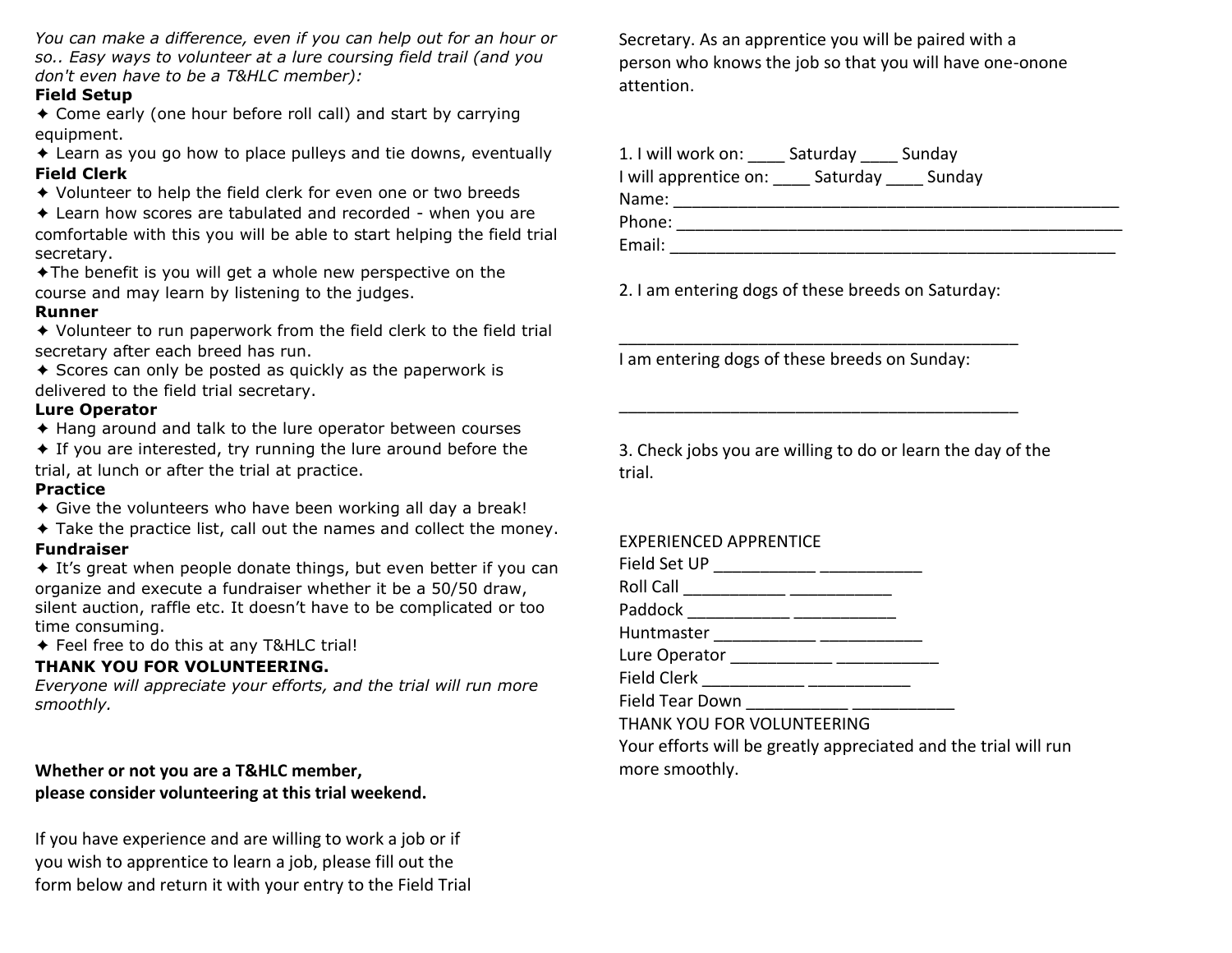*You can make a difference, even if you can help out for an hour or so.. Easy ways to volunteer at a lure coursing field trail (and you don't even have to be a T&HLC member):*

**Field Setup**

✦ Come early (one hour before roll call) and start by carrying equipment.

✦ Learn as you go how to place pulleys and tie downs, eventually

**Field Clerk**

✦ Volunteer to help the field clerk for even one or two breeds

✦ Learn how scores are tabulated and recorded - when you are comfortable with this you will be able to start helping the field trial secretary.

✦The benefit is you will get a whole new perspective on the course and may learn by listening to the judges.

**Runner**

✦ Volunteer to run paperwork from the field clerk to the field trial secretary after each breed has run.

✦ Scores can only be posted as quickly as the paperwork is delivered to the field trial secretary.

**Lure Operator**

✦ Hang around and talk to the lure operator between courses

✦ If you are interested, try running the lure around before the trial, at lunch or after the trial at practice.

**Practice**

✦ Give the volunteers who have been working all day a break!

✦ Take the practice list, call out the names and collect the money.

**Fundraiser**

✦ It's great when people donate things, but even better if you can organize and execute a fundraiser whether it be a 50/50 draw, silent auction, raffle etc. It doesn't have to be complicated or too time consuming.

✦ Feel free to do this at any T&HLC trial!

**THANK YOU FOR VOLUNTEERING.**

*Everyone will appreciate your efforts, and the trial will run more smoothly.*

**Whether or not you are a T&HLC member,
please consider volunteering at this trial weekend.**

If you have experience and are willing to work a job or if you wish to apprentice to learn a job, please fill out the form below and return it with your entry to the Field Trial Secretary. As an apprentice you will be paired with a person who knows the job so that you will have one-onone attention.

1. I will work on: ____ Saturday ____ Sunday
I will apprentice on: ____ Saturday ____ Sunday
Name: ______________________________________________
Phone: ______________________________________________
Email: ______________________________________________

2. I am entering dogs of these breeds on Saturday:

____________________________________________

I am entering dogs of these breeds on Sunday:

____________________________________________

3. Check jobs you are willing to do or learn the day of the trial.

EXPERIENCED APPRENTICE
Field Set UP ___________ ___________
Roll Call ___________ ___________
Paddock ___________ ___________
Huntmaster ___________ ___________
Lure Operator ___________ ___________
Field Clerk ___________ ___________
Field Tear Down ___________ ___________

THANK YOU FOR VOLUNTEERING
Your efforts will be greatly appreciated and the trial will run more smoothly.